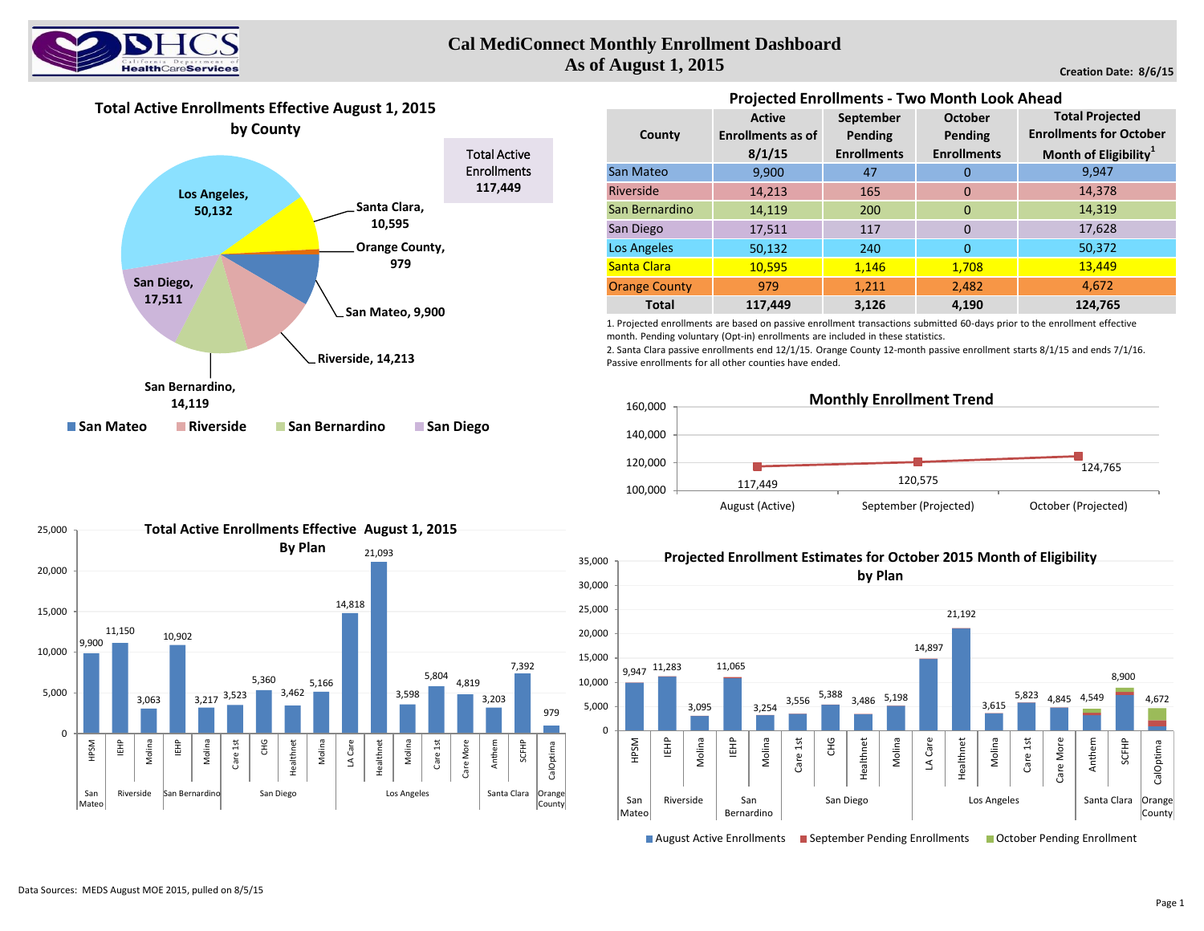# Cal MediConnect Monthly Enrollment Dashboard
## As of August 1, 2015

Creation Date: 8/6/15

## Total Active Enrollments Effective August 1, 2015 by County

Total Active Enrollments 117,449

- Los Angeles, 50,132
- Santa Clara, 10,595
- Orange County, 979
- San Mateo, 9,900
- Riverside, 14,213
- San Bernardino, 14,119
- San Diego, 17,511

San Mateo | Riverside | San Bernardino | San Diego

## Projected Enrollments - Two Month Look Ahead

| County | Active Enrollments as of 8/1/15 | September Pending Enrollments | October Pending Enrollments | Total Projected Enrollments for October Month of Eligibility[1] |
|---|---|---|---|---|
| San Mateo | 9,900 | 47 | 0 | 9,947 |
| Riverside | 14,213 | 165 | 0 | 14,378 |
| San Bernardino | 14,119 | 200 | 0 | 14,319 |
| San Diego | 17,511 | 117 | 0 | 17,628 |
| Los Angeles | 50,132 | 240 | 0 | 50,372 |
| Santa Clara | 10,595 | 1,146 | 1,708 | 13,449 |
| Orange County | 979 | 1,211 | 2,482 | 4,672 |
| **Total** | **117,449** | **3,126** | **4,190** | **124,765** |

1. Projected enrollments are based on passive enrollment transactions submitted 60-days prior to the enrollment effective month. Pending voluntary (Opt-in) enrollments are included in these statistics.
2. Santa Clara passive enrollments end 12/1/15. Orange County 12-month passive enrollment starts 8/1/15 and ends 7/1/16. Passive enrollments for all other counties have ended.

## Monthly Enrollment Trend

| Month | Enrollment |
|---|---|
| August (Active) | 117,449 |
| September (Projected) | 120,575 |
| October (Projected) | 124,765 |

## Total Active Enrollments Effective August 1, 2015 By Plan

| County | Plan | Enrollments |
|---|---|---|
| San Mateo | HPSM | 9,900 |
| Riverside | IEHP | 11,150 |
| Riverside | Molina | 3,063 |
| San Bernardino | IEHP | 10,902 |
| San Bernardino | Molina | 3,217 |
| San Diego | Care 1st | 3,523 |
| San Diego | CHG | 5,360 |
| San Diego | Healthnet | 3,462 |
| San Diego | Molina | 5,166 |
| Los Angeles | LA Care | 14,818 |
| Los Angeles | Healthnet | 21,093 |
| Los Angeles | Molina | 3,598 |
| Los Angeles | Care 1st | 5,804 |
| Los Angeles | Care More | 4,819 |
| Santa Clara | Anthem | 3,203 |
| Santa Clara | SCFHP | 7,392 |
| Orange County | CalOptima | 979 |

## Projected Enrollment Estimates for October 2015 Month of Eligibility by Plan

| County | Plan | Projected Enrollments |
|---|---|---|
| San Mateo | HPSM | 9,947 |
| Riverside | IEHP | 11,283 |
| Riverside | Molina | 3,095 |
| San Bernardino | IEHP | 11,065 |
| San Bernardino | Molina | 3,254 |
| San Diego | Care 1st | 3,556 |
| San Diego | CHG | 5,388 |
| San Diego | Healthnet | 3,486 |
| San Diego | Molina | 5,198 |
| Los Angeles | LA Care | 14,897 |
| Los Angeles | Healthnet | 21,192 |
| Los Angeles | Molina | 3,615 |
| Los Angeles | Care 1st | 5,823 |
| Los Angeles | Care More | 4,845 |
| Santa Clara | Anthem | 4,549 |
| Santa Clara | SCFHP | 8,900 |
| Orange County | CalOptima | 4,672 |

August Active Enrollments | September Pending Enrollments | October Pending Enrollment

Data Sources: MEDS August MOE 2015, pulled on 8/5/15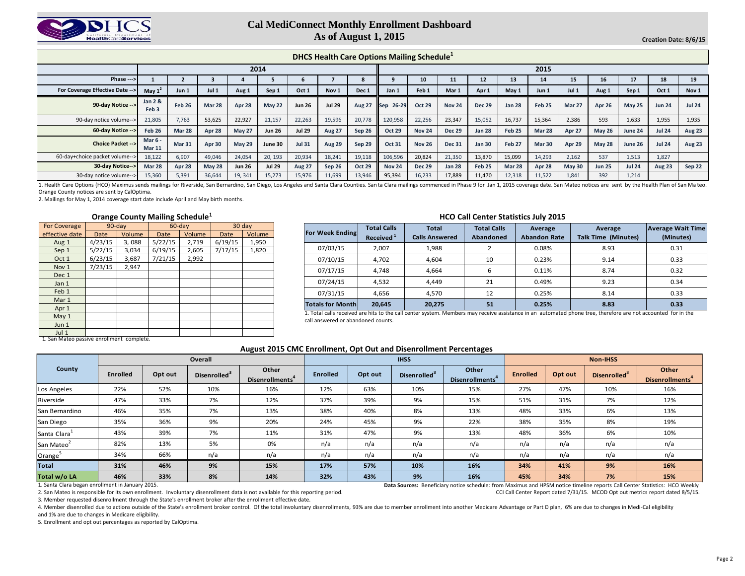# Cal MediConnect Monthly Enrollment Dashboard
## As of August 1, 2015

Creation Date: 8/6/15

### DHCS Health Care Options Mailing Schedule[1]

| | 2014 | | | | | | | | 2015 | | | | | | | | | | |
|---|---|---|---|---|---|---|---|---|---|---|---|---|---|---|---|---|---|---|---|
| **Phase --->** | 1 | 2 | 3 | 4 | 5 | 6 | 7 | 8 | 9 | 10 | 11 | 12 | 13 | 14 | 15 | 16 | 17 | 18 | 19 |
| **For Coverage Effective Date -->** | May 1[2] | Jun 1 | Jul 1 | Aug 1 | Sep 1 | Oct 1 | Nov 1 | Dec 1 | Jan 1 | Feb 1 | Mar 1 | Apr 1 | May 1 | Jun 1 | Jul 1 | Aug 1 | Sep 1 | Oct 1 | Nov 1 |
| **90-day Notice -->** | Jan 2 & Feb 3 | Feb 26 | Mar 28 | Apr 28 | May 22 | Jun 26 | Jul 29 | Aug 27 | Sep 26-29 | Oct 29 | Nov 24 | Dec 29 | Jan 28 | Feb 25 | Mar 27 | Apr 26 | May 25 | Jun 24 | Jul 24 |
| 90-day notice volume--> | 21,805 | 7,763 | 53,625 | 22,927 | 21,157 | 22,263 | 19,596 | 20,778 | 120,958 | 22,256 | 23,347 | 15,052 | 16,737 | 15,364 | 2,386 | 593 | 1,633 | 1,955 | 1,935 |
| **60-day Notice -->** | Feb 26 | Mar 28 | Apr 28 | May 27 | Jun 26 | Jul 29 | Aug 27 | Sep 26 | Oct 29 | Nov 24 | Dec 29 | Jan 28 | Feb 25 | Mar 28 | Apr 27 | May 26 | June 24 | Jul 24 | Aug 23 |
| **Choice Packet -->** | Mar 6 - Mar 11 | Mar 31 | Apr 30 | May 29 | June 30 | Jul 31 | Aug 29 | Sep 29 | Oct 31 | Nov 26 | Dec 31 | Jan 30 | Feb 27 | Mar 30 | Apr 29 | May 28 | June 26 | Jul 24 | Aug 23 |
| 60-day+choice packet volume--> | 18,122 | 6,907 | 49,046 | 24,054 | 20, 193 | 20,934 | 18,241 | 19,118 | 106,596 | 20,824 | 21,350 | 13,870 | 15,099 | 14,293 | 2,162 | 537 | 1,513 | 1,827 | |
| **30-day Notice-->** | Mar 28 | Apr 28 | May 28 | Jun 26 | Jul 29 | Aug 27 | Sep 26 | Oct 29 | Nov 24 | Dec 29 | Jan 28 | Feb 25 | Mar 28 | Apr 28 | May 30 | Jun 25 | Jul 24 | Aug 23 | Sep 22 |
| 30-day notice volume--> | 15,360 | 5,391 | 36,644 | 19, 341 | 15,273 | 15,976 | 11,699 | 13,946 | 95,394 | 16,233 | 17,889 | 11,470 | 12,318 | 11,522 | 1,841 | 392 | 1,214 | | |

1. Health Care Options (HCO) Maximus sends mailings for Riverside, San Bernardino, San Diego, Los Angeles and Santa Clara Counties. Santa Clara mailings commenced in Phase 9 for Jan 1, 2015 coverage date. San Mateo notices are sent by the Health Plan of San Mateo. Orange County notices are sent by CalOptima.

2. Mailings for May 1, 2014 coverage start date include April and May birth months.

### Orange County Mailing Schedule[1]

| For Coverage | 90-day | | 60-day | | 30 day | |
|---|---|---|---|---|---|---|
| effective date | Date | Volume | Date | Volume | Date | Volume |
| Aug 1 | 4/23/15 | 3, 088 | 5/22/15 | 2,719 | 6/19/15 | 1,950 |
| Sep 1 | 5/22/15 | 3,034 | 6/19/15 | 2,605 | 7/17/15 | 1,820 |
| Oct 1 | 6/23/15 | 3,687 | 7/21/15 | 2,992 | | |
| Nov 1 | 7/23/15 | 2,947 | | | | |
| Dec 1 | | | | | | |
| Jan 1 | | | | | | |
| Feb 1 | | | | | | |
| Mar 1 | | | | | | |
| Apr 1 | | | | | | |
| May 1 | | | | | | |
| Jun 1 | | | | | | |
| Jul 1 | | | | | | |

1. San Mateo passive enrollment complete.

### HCO Call Center Statistics July 2015

| For Week Ending | Total Calls Received[1] | Total Calls Answered | Total Calls Abandoned | Average Abandon Rate | Average Talk Time (Minutes) | Average Wait Time (Minutes) |
|---|---|---|---|---|---|---|
| 07/03/15 | 2,007 | 1,988 | 2 | 0.08% | 8.93 | 0.31 |
| 07/10/15 | 4,702 | 4,604 | 10 | 0.23% | 9.14 | 0.33 |
| 07/17/15 | 4,748 | 4,664 | 6 | 0.11% | 8.74 | 0.32 |
| 07/24/15 | 4,532 | 4,449 | 21 | 0.49% | 9.23 | 0.34 |
| 07/31/15 | 4,656 | 4,570 | 12 | 0.25% | 8.14 | 0.33 |
| **Totals for Month** | **20,645** | **20,275** | **51** | **0.25%** | **8.83** | **0.33** |

1. Total calls received are hits to the call center system. Members may receive assistance in an automated phone tree, therefore are not accounted for in the call answered or abandoned counts.

### August 2015 CMC Enrollment, Opt Out and Disenrollment Percentages

| County | Overall | | | | IHSS | | | | Non-IHSS | | | |
|---|---|---|---|---|---|---|---|---|---|---|---|---|
| | Enrolled | Opt out | Disenrolled[3] | Other Disenrollments[4] | Enrolled | Opt out | Disenrolled[3] | Other Disenrollments[4] | Enrolled | Opt out | Disenrolled[3] | Other Disenrollments[4] |
| Los Angeles | 22% | 52% | 10% | 16% | 12% | 63% | 10% | 15% | 27% | 47% | 10% | 16% |
| Riverside | 47% | 33% | 7% | 12% | 37% | 39% | 9% | 15% | 51% | 31% | 7% | 12% |
| San Bernardino | 46% | 35% | 7% | 13% | 38% | 40% | 8% | 13% | 48% | 33% | 6% | 13% |
| San Diego | 35% | 36% | 9% | 20% | 24% | 45% | 9% | 22% | 38% | 35% | 8% | 19% |
| Santa Clara[1] | 43% | 39% | 7% | 11% | 31% | 47% | 9% | 13% | 48% | 36% | 6% | 10% |
| San Mateo[2] | 82% | 13% | 5% | 0% | n/a | n/a | n/a | n/a | n/a | n/a | n/a | n/a |
| Orange[5] | 34% | 66% | n/a | n/a | n/a | n/a | n/a | n/a | n/a | n/a | n/a | n/a |
| **Total** | **31%** | **46%** | **9%** | **15%** | **17%** | **57%** | **10%** | **16%** | **34%** | **41%** | **9%** | **16%** |
| **Total w/o LA** | **46%** | **33%** | **8%** | **14%** | **32%** | **43%** | **9%** | **16%** | **45%** | **34%** | **7%** | **15%** |

1. Santa Clara began enrollment in January 2015.

2. San Mateo is responsible for its own enrollment. Involuntary disenrollment data is not available for this reporting period.

3. Member requested disenrollment through the State's enrollment broker after the enrollment effective date.

4. Member disenrolled due to actions outside of the State's enrollment broker control. Of the total involuntary disenrollments, 93% are due to member enrollment into another Medicare Advantage or Part D plan, 6% are due to changes in Medi-Cal eligibility and 1% are due to changes in Medicare eligibility.

5. Enrollment and opt out percentages as reported by CalOptima.

**Data Sources:** Beneficiary notice schedule: from Maximus and HPSM notice timeline reports Call Center Statistics: HCO Weekly CCI Call Center Report dated 7/31/15. MCOD Opt out metrics report dated 8/5/15.